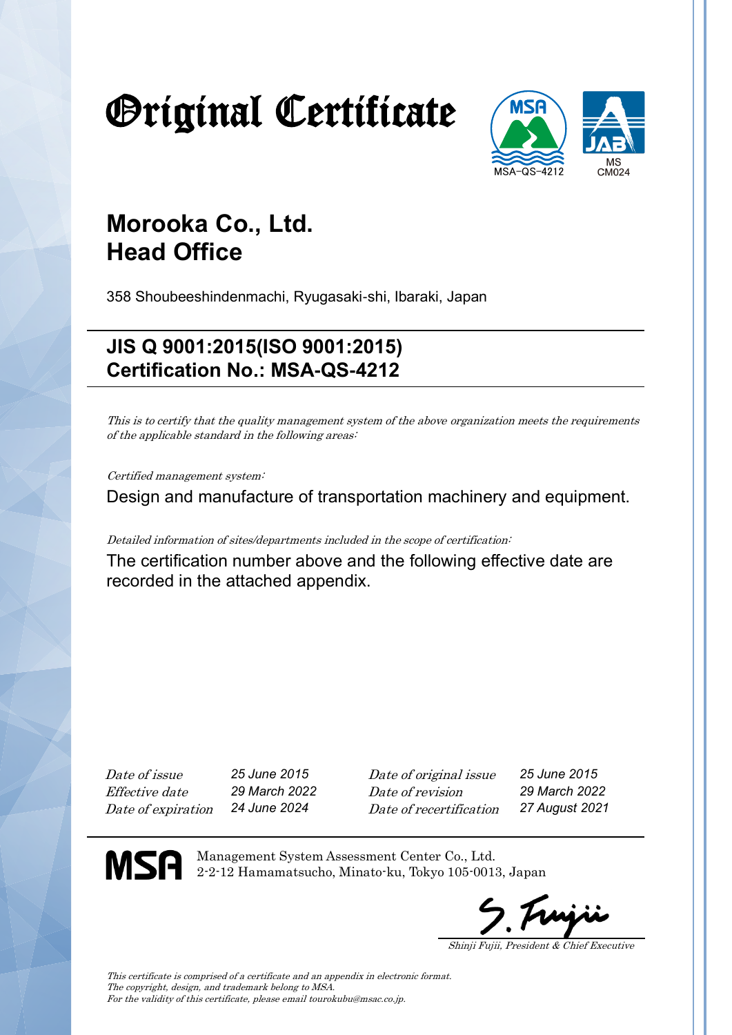# Original Certificate

MSA-QS-4212

MS CM024

## Morooka Co., Ltd.
## Head Office

358 Shoubeeshindenmachi, Ryugasaki-shi, Ibaraki, Japan

### JIS Q 9001:2015(ISO 9001:2015)
### Certification No.: MSA-QS-4212

*This is to certify that the quality management system of the above organization meets the requirements of the applicable standard in the following areas:*

*Certified management system:*

Design and manufacture of transportation machinery and equipment.

*Detailed information of sites/departments included in the scope of certification:*

The certification number above and the following effective date are recorded in the attached appendix.

| | | | |
|---|---|---|---|
| *Date of issue* | *25 June 2015* | *Date of original issue* | *25 June 2015* |
| *Effective date* | *29 March 2022* | *Date of revision* | *29 March 2022* |
| *Date of expiration* | *24 June 2024* | *Date of recertification* | *27 August 2021* |

MSA

Management System Assessment Center Co., Ltd.
2-2-12 Hamamatsucho, Minato-ku, Tokyo 105-0013, Japan

S. Fujii

*Shinji Fujii, President & Chief Executive*

*This certificate is comprised of a certificate and an appendix in electronic format.*
*The copyright, design, and trademark belong to MSA.*
*For the validity of this certificate, please email tourokubu@msac.co.jp.*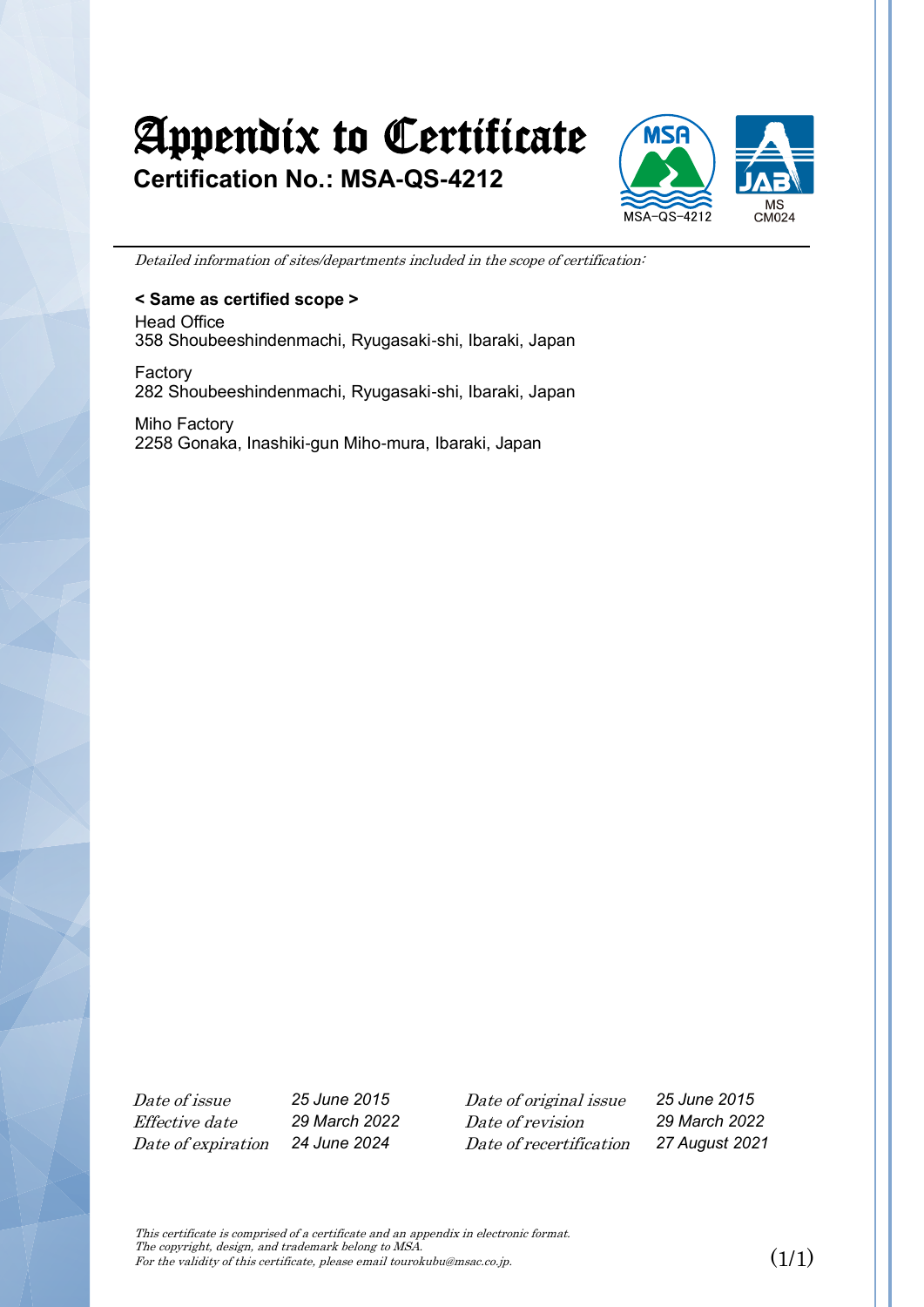# Appendix to Certificate

**Certification No.: MSA-QS-4212**

MSA-QS-4212

MS CM024

*Detailed information of sites/departments included in the scope of certification:*

**< Same as certified scope >**

Head Office
358 Shoubeeshindenmachi, Ryugasaki-shi, Ibaraki, Japan

Factory
282 Shoubeeshindenmachi, Ryugasaki-shi, Ibaraki, Japan

Miho Factory
2258 Gonaka, Inashiki-gun Miho-mura, Ibaraki, Japan

| | | | |
|---|---|---|---|
| *Date of issue* | *25 June 2015* | *Date of original issue* | *25 June 2015* |
| *Effective date* | *29 March 2022* | *Date of revision* | *29 March 2022* |
| *Date of expiration* | *24 June 2024* | *Date of recertification* | *27 August 2021* |

*This certificate is comprised of a certificate and an appendix in electronic format.*
*The copyright, design, and trademark belong to MSA.*
*For the validity of this certificate, please email tourokubu@msac.co.jp.*